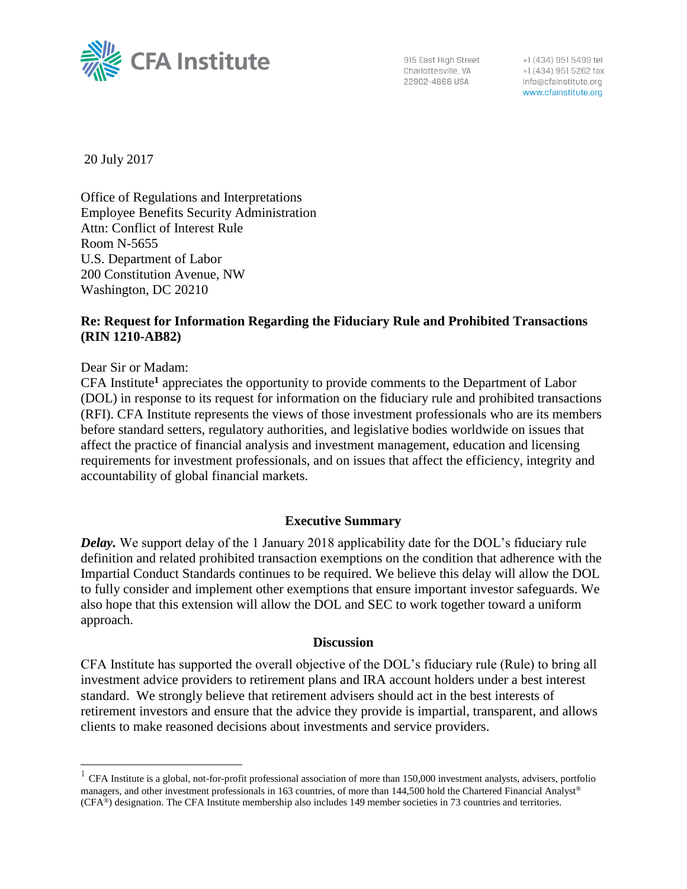CFA Institute

915 East High Street
Charlottesville, VA
22902-4868 USA

+1 (434) 951 5499 tel
+1 (434) 951 5262 fax
info@cfainstitute.org
www.cfainstitute.org

20 July 2017

Office of Regulations and Interpretations
Employee Benefits Security Administration
Attn: Conflict of Interest Rule
Room N-5655
U.S. Department of Labor
200 Constitution Avenue, NW
Washington, DC 20210

**Re: Request for Information Regarding the Fiduciary Rule and Prohibited Transactions (RIN 1210-AB82)**

Dear Sir or Madam:

CFA Institute[1] appreciates the opportunity to provide comments to the Department of Labor (DOL) in response to its request for information on the fiduciary rule and prohibited transactions (RFI). CFA Institute represents the views of those investment professionals who are its members before standard setters, regulatory authorities, and legislative bodies worldwide on issues that affect the practice of financial analysis and investment management, education and licensing requirements for investment professionals, and on issues that affect the efficiency, integrity and accountability of global financial markets.

## Executive Summary

***Delay.*** We support delay of the 1 January 2018 applicability date for the DOL's fiduciary rule definition and related prohibited transaction exemptions on the condition that adherence with the Impartial Conduct Standards continues to be required. We believe this delay will allow the DOL to fully consider and implement other exemptions that ensure important investor safeguards. We also hope that this extension will allow the DOL and SEC to work together toward a uniform approach.

## Discussion

CFA Institute has supported the overall objective of the DOL's fiduciary rule (Rule) to bring all investment advice providers to retirement plans and IRA account holders under a best interest standard. We strongly believe that retirement advisers should act in the best interests of retirement investors and ensure that the advice they provide is impartial, transparent, and allows clients to make reasoned decisions about investments and service providers.

[1] CFA Institute is a global, not-for-profit professional association of more than 150,000 investment analysts, advisers, portfolio managers, and other investment professionals in 163 countries, of more than 144,500 hold the Chartered Financial Analyst® (CFA®) designation. The CFA Institute membership also includes 149 member societies in 73 countries and territories.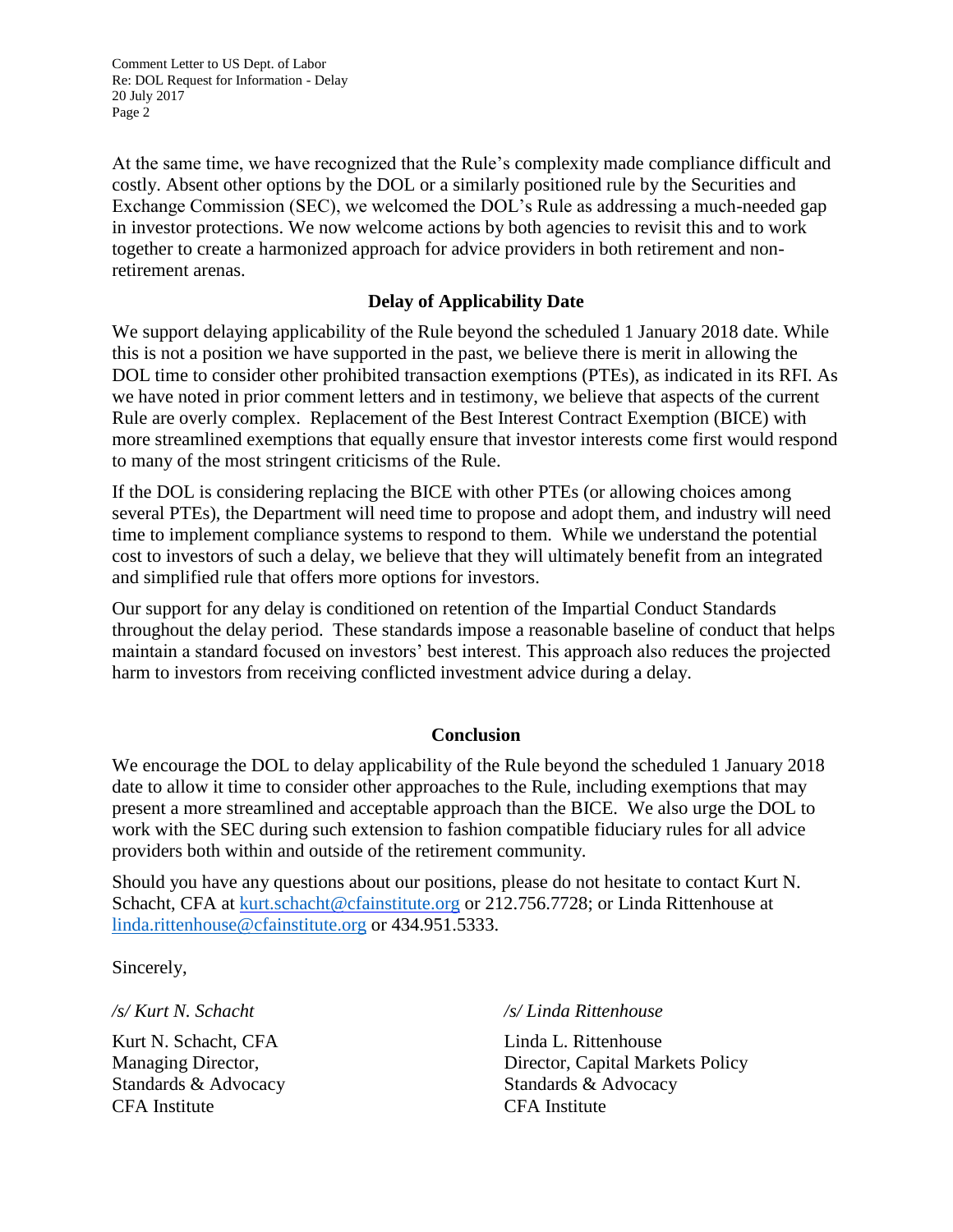At the same time, we have recognized that the Rule's complexity made compliance difficult and costly. Absent other options by the DOL or a similarly positioned rule by the Securities and Exchange Commission (SEC), we welcomed the DOL's Rule as addressing a much-needed gap in investor protections. We now welcome actions by both agencies to revisit this and to work together to create a harmonized approach for advice providers in both retirement and non-retirement arenas.

## Delay of Applicability Date

We support delaying applicability of the Rule beyond the scheduled 1 January 2018 date. While this is not a position we have supported in the past, we believe there is merit in allowing the DOL time to consider other prohibited transaction exemptions (PTEs), as indicated in its RFI. As we have noted in prior comment letters and in testimony, we believe that aspects of the current Rule are overly complex. Replacement of the Best Interest Contract Exemption (BICE) with more streamlined exemptions that equally ensure that investor interests come first would respond to many of the most stringent criticisms of the Rule.

If the DOL is considering replacing the BICE with other PTEs (or allowing choices among several PTEs), the Department will need time to propose and adopt them, and industry will need time to implement compliance systems to respond to them. While we understand the potential cost to investors of such a delay, we believe that they will ultimately benefit from an integrated and simplified rule that offers more options for investors.

Our support for any delay is conditioned on retention of the Impartial Conduct Standards throughout the delay period. These standards impose a reasonable baseline of conduct that helps maintain a standard focused on investors' best interest. This approach also reduces the projected harm to investors from receiving conflicted investment advice during a delay.

## Conclusion

We encourage the DOL to delay applicability of the Rule beyond the scheduled 1 January 2018 date to allow it time to consider other approaches to the Rule, including exemptions that may present a more streamlined and acceptable approach than the BICE. We also urge the DOL to work with the SEC during such extension to fashion compatible fiduciary rules for all advice providers both within and outside of the retirement community.

Should you have any questions about our positions, please do not hesitate to contact Kurt N. Schacht, CFA at kurt.schacht@cfainstitute.org or 212.756.7728; or Linda Rittenhouse at linda.rittenhouse@cfainstitute.org or 434.951.5333.

Sincerely,

*/s/ Kurt N. Schacht*

Kurt N. Schacht, CFA
Managing Director,
Standards & Advocacy
CFA Institute

*/s/ Linda Rittenhouse*

Linda L. Rittenhouse
Director, Capital Markets Policy
Standards & Advocacy
CFA Institute